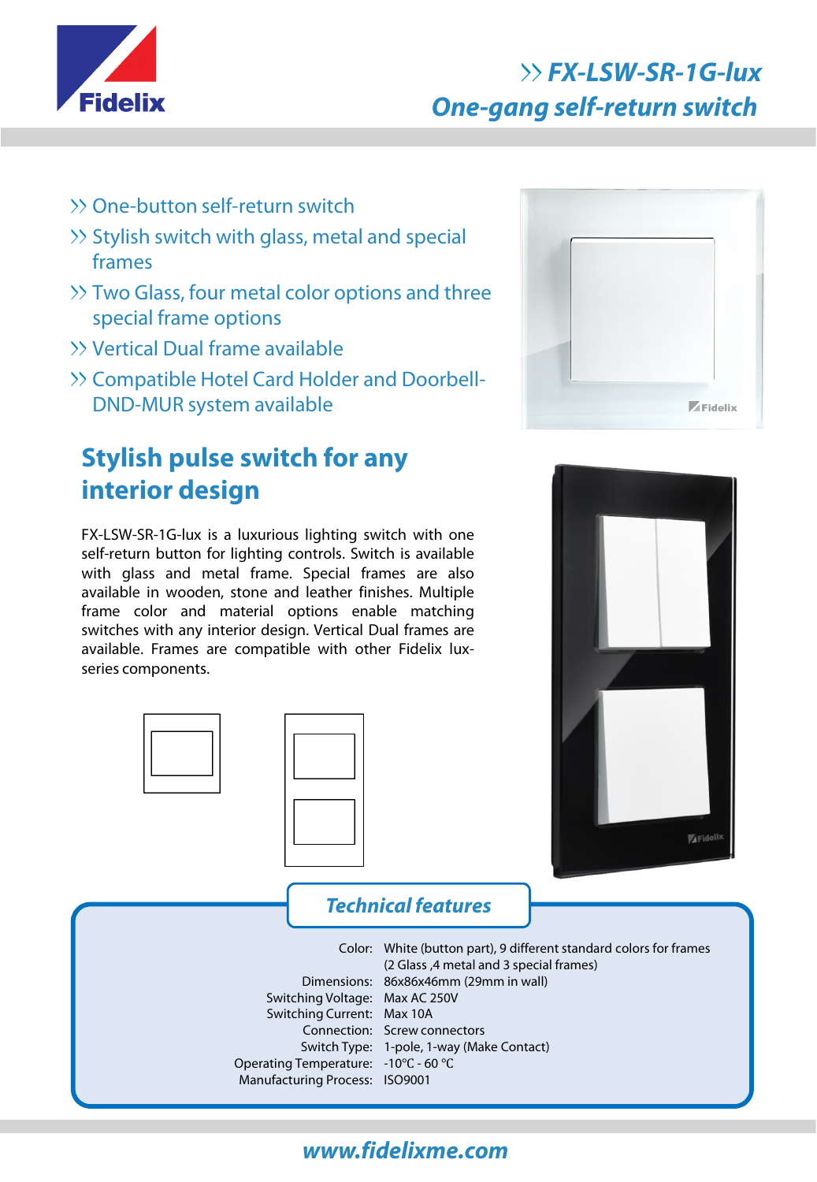# FX-LSW-SR-1G-lux
## One-gang self-return switch

- One-button self-return switch
- Stylish switch with glass, metal and special frames
- Two Glass, four metal color options and three special frame options
- Vertical Dual frame available
- Compatible Hotel Card Holder and Doorbell-DND-MUR system available

## Stylish pulse switch for any interior design

FX-LSW-SR-1G-lux is a luxurious lighting switch with one self-return button for lighting controls. Switch is available with glass and metal frame. Special frames are also available in wooden, stone and leather finishes. Multiple frame color and material options enable matching switches with any interior design. Vertical Dual frames are available. Frames are compatible with other Fidelix lux-series components.

## Technical features

| | |
|---|---|
| Color: | White (button part), 9 different standard colors for frames (2 Glass ,4 metal and 3 special frames) |
| Dimensions: | 86x86x46mm (29mm in wall) |
| Switching Voltage: | Max AC 250V |
| Switching Current: | Max 10A |
| Connection: | Screw connectors |
| Switch Type: | 1-pole, 1-way (Make Contact) |
| Operating Temperature: | -10°C - 60 °C |
| Manufacturing Process: | ISO9001 |

www.fidelixme.com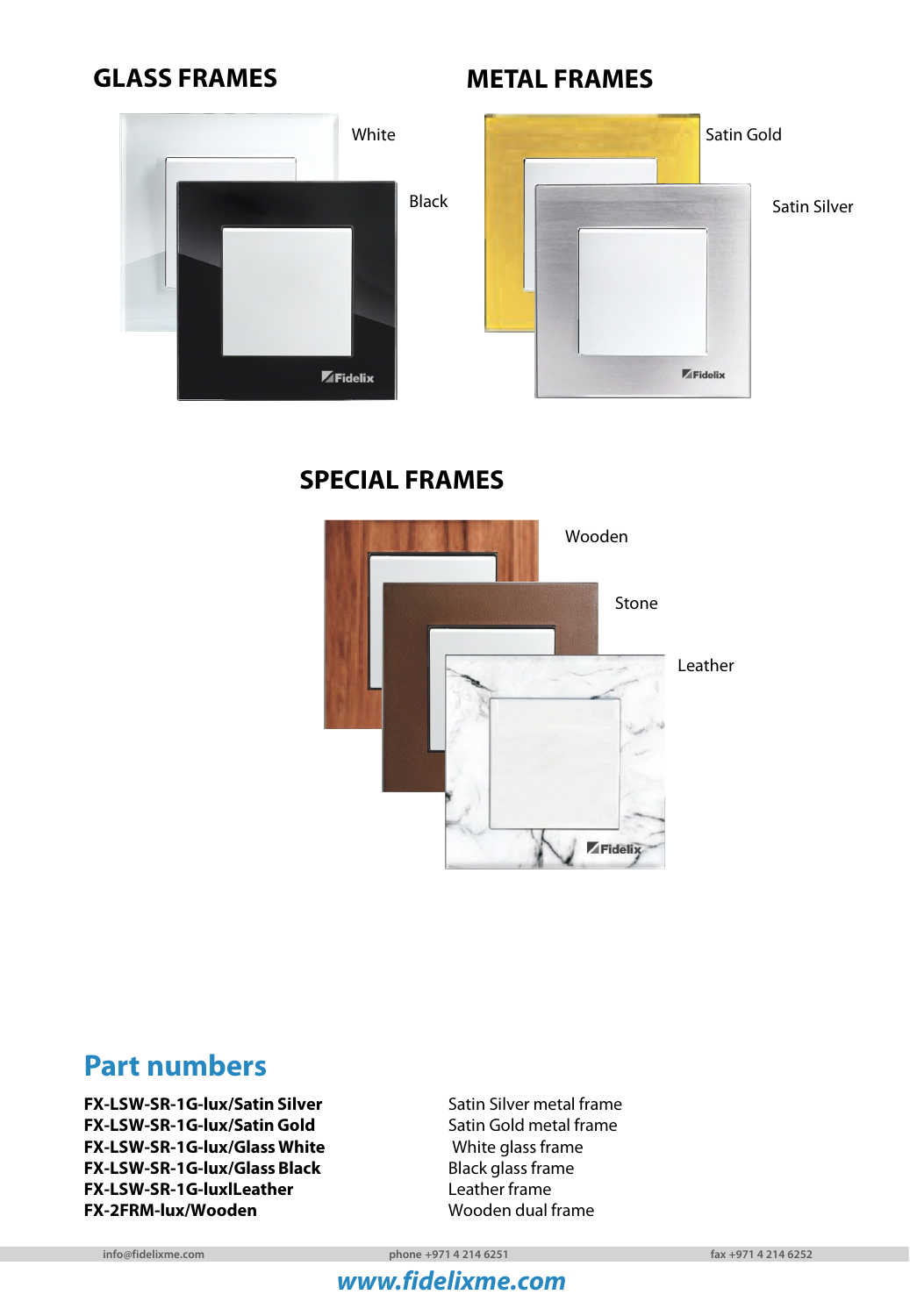## GLASS FRAMES

White

Black

## METAL FRAMES

Satin Gold

Satin Silver

## SPECIAL FRAMES

Wooden

Stone

Leather

## Part numbers

| | |
|---|---|
| **FX-LSW-SR-1G-lux/Satin Silver** | Satin Silver metal frame |
| **FX-LSW-SR-1G-lux/Satin Gold** | Satin Gold metal frame |
| **FX-LSW-SR-1G-lux/Glass White** | White glass frame |
| **FX-LSW-SR-1G-lux/Glass Black** | Black glass frame |
| **FX-LSW-SR-1G-luxlLeather** | Leather frame |
| **FX-2FRM-lux/Wooden** | Wooden dual frame |

info@fidelixme.com phone +971 4 214 6251 fax +971 4 214 6252

***www.fidelixme.com***